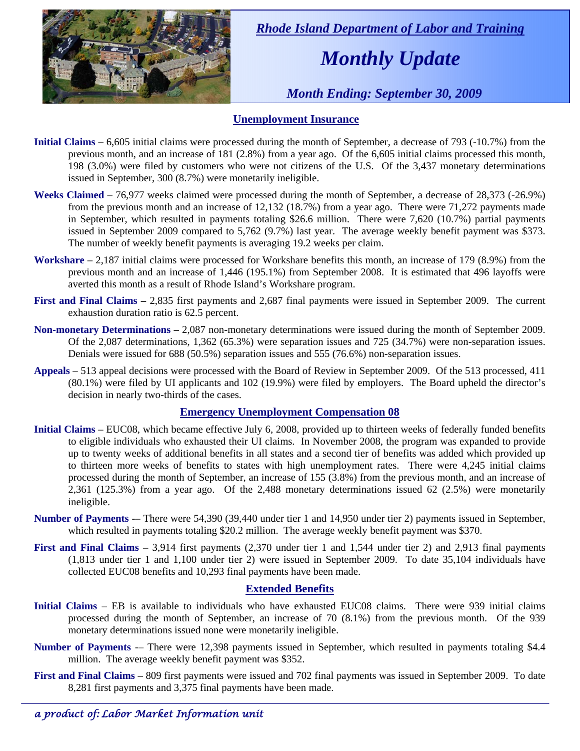*Rhode Island Department of Labor and Training*

# *Monthly Update*

*Month Ending: September 30, 2009*

## Unemployment Insurance

**Initial Claims –** 6,605 initial claims were processed during the month of September, a decrease of 793 (-10.7%) from the previous month, and an increase of 181 (2.8%) from a year ago. Of the 6,605 initial claims processed this month, 198 (3.0%) were filed by customers who were not citizens of the U.S. Of the 3,437 monetary determinations issued in September, 300 (8.7%) were monetarily ineligible.

**Weeks Claimed –** 76,977 weeks claimed were processed during the month of September, a decrease of 28,373 (-26.9%) from the previous month and an increase of 12,132 (18.7%) from a year ago. There were 71,272 payments made in September, which resulted in payments totaling $26.6 million. There were 7,620 (10.7%) partial payments issued in September 2009 compared to 5,762 (9.7%) last year. The average weekly benefit payment was $373. The number of weekly benefit payments is averaging 19.2 weeks per claim.

**Workshare –** 2,187 initial claims were processed for Workshare benefits this month, an increase of 179 (8.9%) from the previous month and an increase of 1,446 (195.1%) from September 2008. It is estimated that 496 layoffs were averted this month as a result of Rhode Island's Workshare program.

**First and Final Claims –** 2,835 first payments and 2,687 final payments were issued in September 2009. The current exhaustion duration ratio is 62.5 percent.

**Non-monetary Determinations –** 2,087 non-monetary determinations were issued during the month of September 2009. Of the 2,087 determinations, 1,362 (65.3%) were separation issues and 725 (34.7%) were non-separation issues. Denials were issued for 688 (50.5%) separation issues and 555 (76.6%) non-separation issues.

**Appeals** – 513 appeal decisions were processed with the Board of Review in September 2009. Of the 513 processed, 411 (80.1%) were filed by UI applicants and 102 (19.9%) were filed by employers. The Board upheld the director's decision in nearly two-thirds of the cases.

## Emergency Unemployment Compensation 08

**Initial Claims** – EUC08, which became effective July 6, 2008, provided up to thirteen weeks of federally funded benefits to eligible individuals who exhausted their UI claims. In November 2008, the program was expanded to provide up to twenty weeks of additional benefits in all states and a second tier of benefits was added which provided up to thirteen more weeks of benefits to states with high unemployment rates. There were 4,245 initial claims processed during the month of September, an increase of 155 (3.8%) from the previous month, and an increase of 2,361 (125.3%) from a year ago. Of the 2,488 monetary determinations issued 62 (2.5%) were monetarily ineligible.

**Number of Payments** -– There were 54,390 (39,440 under tier 1 and 14,950 under tier 2) payments issued in September, which resulted in payments totaling $20.2 million. The average weekly benefit payment was $370.

**First and Final Claims** – 3,914 first payments (2,370 under tier 1 and 1,544 under tier 2) and 2,913 final payments (1,813 under tier 1 and 1,100 under tier 2) were issued in September 2009. To date 35,104 individuals have collected EUC08 benefits and 10,293 final payments have been made.

## Extended Benefits

**Initial Claims** – EB is available to individuals who have exhausted EUC08 claims. There were 939 initial claims processed during the month of September, an increase of 70 (8.1%) from the previous month. Of the 939 monetary determinations issued none were monetarily ineligible.

**Number of Payments** -– There were 12,398 payments issued in September, which resulted in payments totaling $4.4 million. The average weekly benefit payment was $352.

**First and Final Claims** – 809 first payments were issued and 702 final payments was issued in September 2009. To date 8,281 first payments and 3,375 final payments have been made.

*a product of: Labor Market Information unit*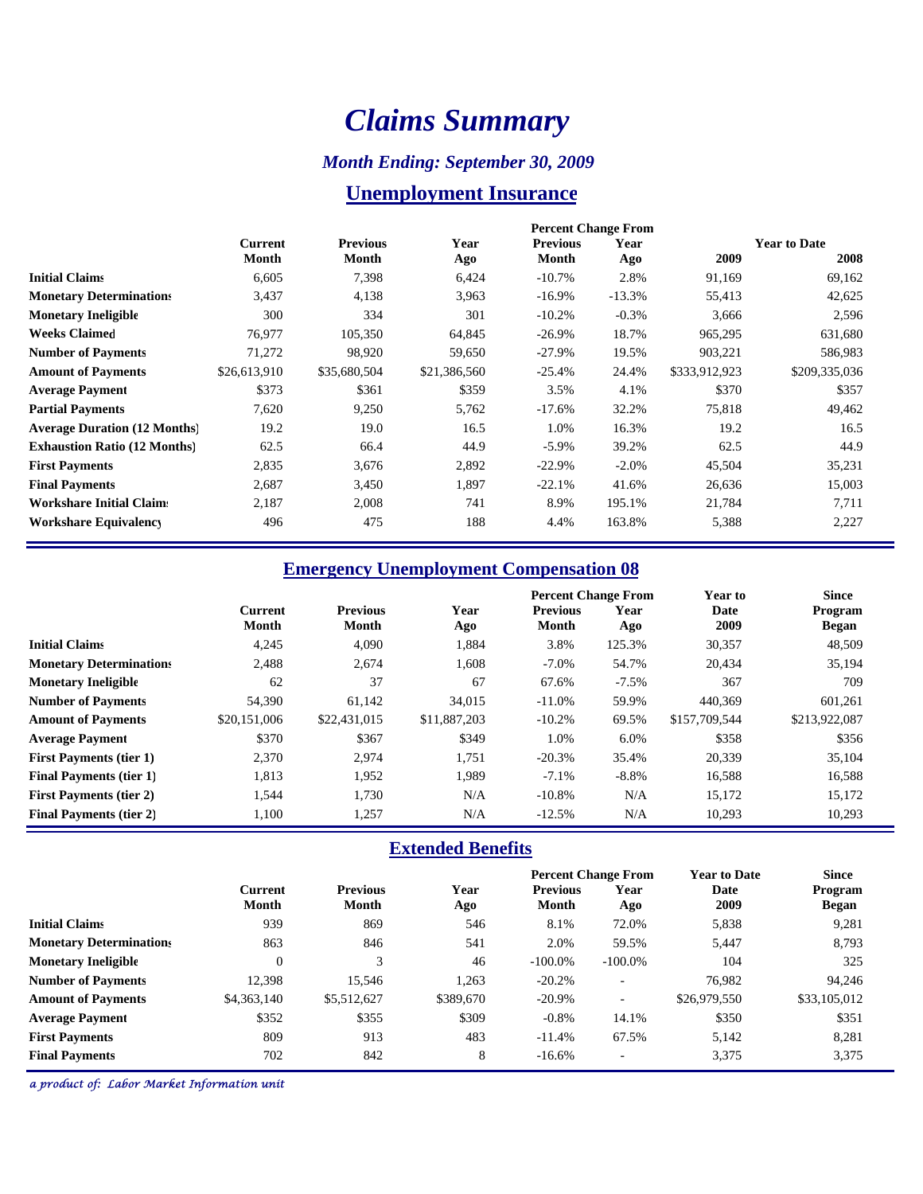# *Claims Summary*

## *Month Ending: September 30, 2009*

## Unemployment Insurance

| | Current Month | Previous Month | Year Ago | Percent Change From Previous Month | Percent Change From Year Ago | Year to Date 2009 | Year to Date 2008 |
|---|---|---|---|---|---|---|---|
| **Initial Claims** | 6,605 | 7,398 | 6,424 | -10.7% | 2.8% | 91,169 | 69,162 |
| **Monetary Determinations** | 3,437 | 4,138 | 3,963 | -16.9% | -13.3% | 55,413 | 42,625 |
| **Monetary Ineligible** | 300 | 334 | 301 | -10.2% | -0.3% | 3,666 | 2,596 |
| **Weeks Claimed** | 76,977 | 105,350 | 64,845 | -26.9% | 18.7% | 965,295 | 631,680 |
| **Number of Payments** | 71,272 | 98,920 | 59,650 | -27.9% | 19.5% | 903,221 | 586,983 |
| **Amount of Payments** | $26,613,910 | $35,680,504 | $21,386,560 | -25.4% | 24.4% | $333,912,923 | $209,335,036 |
| **Average Payment** | $373 | $361 | $359 | 3.5% | 4.1% | $370 | $357 |
| **Partial Payments** | 7,620 | 9,250 | 5,762 | -17.6% | 32.2% | 75,818 | 49,462 |
| **Average Duration (12 Months)** | 19.2 | 19.0 | 16.5 | 1.0% | 16.3% | 19.2 | 16.5 |
| **Exhaustion Ratio (12 Months)** | 62.5 | 66.4 | 44.9 | -5.9% | 39.2% | 62.5 | 44.9 |
| **First Payments** | 2,835 | 3,676 | 2,892 | -22.9% | -2.0% | 45,504 | 35,231 |
| **Final Payments** | 2,687 | 3,450 | 1,897 | -22.1% | 41.6% | 26,636 | 15,003 |
| **Workshare Initial Claims** | 2,187 | 2,008 | 741 | 8.9% | 195.1% | 21,784 | 7,711 |
| **Workshare Equivalency** | 496 | 475 | 188 | 4.4% | 163.8% | 5,388 | 2,227 |

## Emergency Unemployment Compensation 08

| | Current Month | Previous Month | Year Ago | Percent Change From Previous Month | Percent Change From Year Ago | Year to Date 2009 | Since Program Began |
|---|---|---|---|---|---|---|---|
| **Initial Claims** | 4,245 | 4,090 | 1,884 | 3.8% | 125.3% | 30,357 | 48,509 |
| **Monetary Determinations** | 2,488 | 2,674 | 1,608 | -7.0% | 54.7% | 20,434 | 35,194 |
| **Monetary Ineligible** | 62 | 37 | 67 | 67.6% | -7.5% | 367 | 709 |
| **Number of Payments** | 54,390 | 61,142 | 34,015 | -11.0% | 59.9% | 440,369 | 601,261 |
| **Amount of Payments** | $20,151,006 | $22,431,015 | $11,887,203 | -10.2% | 69.5% | $157,709,544 | $213,922,087 |
| **Average Payment** | $370 | $367 | $349 | 1.0% | 6.0% | $358 | $356 |
| **First Payments (tier 1)** | 2,370 | 2,974 | 1,751 | -20.3% | 35.4% | 20,339 | 35,104 |
| **Final Payments (tier 1)** | 1,813 | 1,952 | 1,989 | -7.1% | -8.8% | 16,588 | 16,588 |
| **First Payments (tier 2)** | 1,544 | 1,730 | N/A | -10.8% | N/A | 15,172 | 15,172 |
| **Final Payments (tier 2)** | 1,100 | 1,257 | N/A | -12.5% | N/A | 10,293 | 10,293 |

## Extended Benefits

| | Current Month | Previous Month | Year Ago | Percent Change From Previous Month | Percent Change From Year Ago | Year to Date 2009 | Since Program Began |
|---|---|---|---|---|---|---|---|
| **Initial Claims** | 939 | 869 | 546 | 8.1% | 72.0% | 5,838 | 9,281 |
| **Monetary Determinations** | 863 | 846 | 541 | 2.0% | 59.5% | 5,447 | 8,793 |
| **Monetary Ineligible** | 0 | 3 | 46 | -100.0% | -100.0% | 104 | 325 |
| **Number of Payments** | 12,398 | 15,546 | 1,263 | -20.2% | - | 76,982 | 94,246 |
| **Amount of Payments** | $4,363,140 | $5,512,627 | $389,670 | -20.9% | - | $26,979,550 | $33,105,012 |
| **Average Payment** | $352 | $355 | $309 | -0.8% | 14.1% | $350 | $351 |
| **First Payments** | 809 | 913 | 483 | -11.4% | 67.5% | 5,142 | 8,281 |
| **Final Payments** | 702 | 842 | 8 | -16.6% | - | 3,375 | 3,375 |

*a product of: Labor Market Information unit*